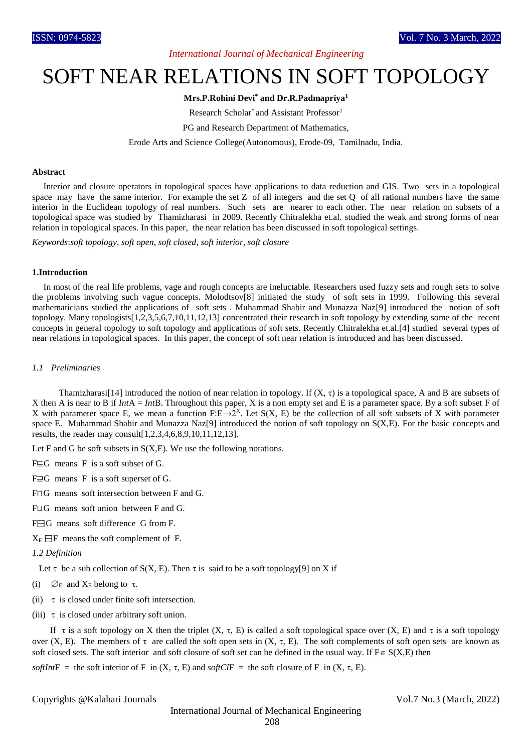# SOFT NEAR RELATIONS IN SOFT TOPOLOGY

**Mrs.P.Rohini Devi* and Dr.R.Padmapriya[1]**

Research Scholar* and Assistant Professor[1]

PG and Research Department of Mathematics,

Erode Arts and Science College(Autonomous), Erode-09, Tamilnadu, India.

**Abstract**

Interior and closure operators in topological spaces have applications to data reduction and GIS. Two sets in a topological space may have the same interior. For example the set Z of all integers and the set Q of all rational numbers have the same interior in the Euclidean topology of real numbers. Such sets are nearer to each other. The near relation on subsets of a topological space was studied by Thamizharasi in 2009. Recently Chitralekha et.al. studied the weak and strong forms of near relation in topological spaces. In this paper, the near relation has been discussed in soft topological settings.

*Keywords*:*soft topology, soft open, soft closed, soft interior, soft closure*

**1.Introduction**

In most of the real life problems, vage and rough concepts are ineluctable. Researchers used fuzzy sets and rough sets to solve the problems involving such vague concepts. Molodtsov[8] initiated the study of soft sets in 1999. Following this several mathematicians studied the applications of soft sets . Muhammad Shabir and Munazza Naz[9] introduced the notion of soft topology. Many topologists[1,2,3,5,6,7,10,11,12,13] concentrated their research in soft topology by extending some of the recent concepts in general topology to soft topology and applications of soft sets. Recently Chitralekha et.al.[4] studied several types of near relations in topological spaces. In this paper, the concept of soft near relation is introduced and has been discussed.

*1.1 Preliminaries*

Thamizharasi[14] introduced the notion of near relation in topology. If $(X, \tau)$ is a topological space, A and B are subsets of X then A is near to B if *Int*A = *Int*B. Throughout this paper, X is a non empty set and E is a parameter space. By a soft subset F of X with parameter space E, we mean a function $F:E\rightarrow 2^X$. Let S(X, E) be the collection of all soft subsets of X with parameter space E. Muhammad Shabir and Munazza Naz[9] introduced the notion of soft topology on S(X,E). For the basic concepts and results, the reader may consult[1,2,3,4,6,8,9,10,11,12,13].

Let F and G be soft subsets in S(X,E). We use the following notations.

$F\sqsubseteq G$ means F is a soft subset of G.

$F\sqsupseteq G$ means F is a soft superset of G.

$F\sqcap G$ means soft intersection between F and G.

$F\sqcup G$ means soft union between F and G.

$F\boxminus G$ means soft difference G from F.

$X_E \boxminus F$ means the soft complement of F.

*1.2 Definition*

Let $\tau$ be a sub collection of S(X, E). Then $\tau$ is said to be a soft topology[9] on X if

(i) $\varnothing_E$ and $X_E$ belong to $\tau$.

(ii) $\tau$ is closed under finite soft intersection.

(iii) $\tau$ is closed under arbitrary soft union.

If $\tau$ is a soft topology on X then the triplet $(X, \tau, E)$ is called a soft topological space over (X, E) and $\tau$ is a soft topology over (X, E). The members of $\tau$ are called the soft open sets in $(X, \tau, E)$. The soft complements of soft open sets are known as soft closed sets. The soft interior and soft closure of soft set can be defined in the usual way. If $F\in S(X,E)$ then

*softInt*F = the soft interior of F in $(X, \tau, E)$ and *softCl*F = the soft closure of F in $(X, \tau, E)$.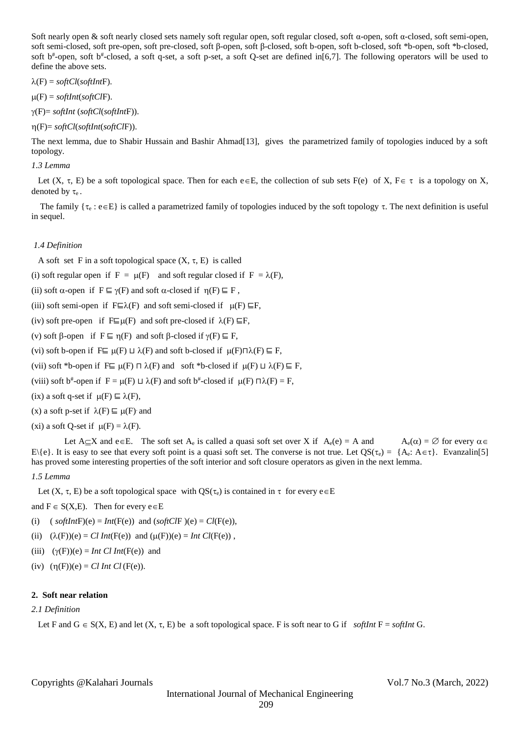Soft nearly open & soft nearly closed sets namely soft regular open, soft regular closed, soft α-open, soft α-closed, soft semi-open, soft semi-closed, soft pre-open, soft pre-closed, soft β-open, soft β-closed, soft b-open, soft b-closed, soft *b-open, soft *b-closed, soft $b^{\#}$-open, soft $b^{\#}$-closed, a soft q-set, a soft p-set, a soft Q-set are defined in[6,7]. The following operators will be used to define the above sets.

$\lambda(F) = softCl(softInt F)$.

$\mu(F) = softInt(softCl F)$.

$\gamma(F) = softInt(softCl(softInt F))$.

$\eta(F) = softCl(softInt(softCl F))$.

The next lemma, due to Shabir Hussain and Bashir Ahmad[13], gives the parametrized family of topologies induced by a soft topology.

*1.3 Lemma*

Let $(X, \tau, E)$ be a soft topological space. Then for each $e \in E$, the collection of sub sets $F(e)$ of $X$, $F \in \tau$ is a topology on $X$, denoted by $\tau_e$.

The family $\{\tau_e : e \in E\}$ is called a parametrized family of topologies induced by the soft topology $\tau$. The next definition is useful in sequel.

*1.4 Definition*

A soft set F in a soft topological space $(X, \tau, E)$ is called

(i) soft regular open if $F = \mu(F)$ and soft regular closed if $F = \lambda(F)$,

(ii) soft α-open if $F \sqsubseteq \gamma(F)$ and soft α-closed if $\eta(F) \sqsubseteq F$,

(iii) soft semi-open if $F \sqsubseteq \lambda(F)$ and soft semi-closed if $\mu(F) \sqsubseteq F$,

(iv) soft pre-open if $F \sqsubseteq \mu(F)$ and soft pre-closed if $\lambda(F) \sqsubseteq F$,

(v) soft β-open if $F \sqsubseteq \eta(F)$ and soft β-closed if $\gamma(F) \sqsubseteq F$,

(vi) soft b-open if $F \sqsubseteq \mu(F) \sqcup \lambda(F)$ and soft b-closed if $\mu(F) \sqcap \lambda(F) \sqsubseteq F$,

(vii) soft *b-open if $F \sqsubseteq \mu(F) \sqcap \lambda(F)$ and soft *b-closed if $\mu(F) \sqcup \lambda(F) \sqsubseteq F$,

(viii) soft $b^{\#}$-open if $F = \mu(F) \sqcup \lambda(F)$ and soft $b^{\#}$-closed if $\mu(F) \sqcap \lambda(F) = F$,

(ix) a soft q-set if $\mu(F) \sqsubseteq \lambda(F)$,

(x) a soft p-set if $\lambda(F) \sqsubseteq \mu(F)$ and

(xi) a soft Q-set if $\mu(F) = \lambda(F)$.

Let $A \subseteq X$ and $e \in E$. The soft set $A_e$ is called a quasi soft set over X if $A_e(e) = A$ and $A_e(\alpha) = \emptyset$ for every $\alpha \in E \setminus \{e\}$. It is easy to see that every soft point is a quasi soft set. The converse is not true. Let $QS(\tau_e) = \{A_e : A \in \tau\}$. Evanzalin[5] has proved some interesting properties of the soft interior and soft closure operators as given in the next lemma.

*1.5 Lemma*

Let $(X, \tau, E)$ be a soft topological space with $QS(\tau_e)$ is contained in $\tau$ for every $e \in E$ and $F \in S(X,E)$. Then for every $e \in E$

(i) $(softInt F)(e) = Int(F(e))$ and $(softCl F)(e) = Cl(F(e))$,

(ii) $(\lambda(F))(e) = Cl\ Int(F(e))$ and $(\mu(F))(e) = Int\ Cl(F(e))$,

(iii) $(\gamma(F))(e) = Int\ Cl\ Int(F(e))$ and

(iv) $(\eta(F))(e) = Cl\ Int\ Cl(F(e))$.

## 2. Soft near relation

*2.1 Definition*

Let F and $G \in S(X, E)$ and let $(X, \tau, E)$ be a soft topological space. F is soft near to G if $softInt\ F = softInt\ G$.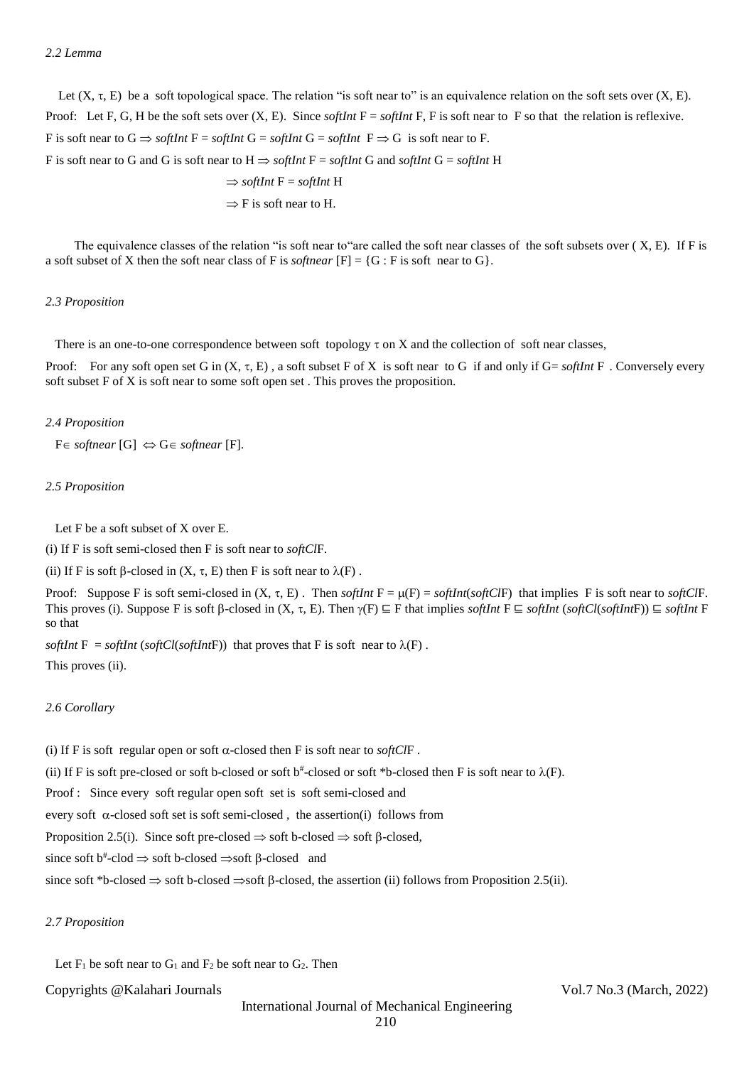*2.2 Lemma*

Let $(X, \tau, E)$ be a soft topological space. The relation "is soft near to" is an equivalence relation on the soft sets over $(X, E)$.

Proof: Let F, G, H be the soft sets over $(X, E)$. Since *softInt* F = *softInt* F, F is soft near to F so that the relation is reflexive.

F is soft near to G $\Rightarrow$ *softInt* F = *softInt* G = *softInt* G = *softInt* F $\Rightarrow$ G is soft near to F.

F is soft near to G and G is soft near to H $\Rightarrow$ *softInt* F = *softInt* G and *softInt* G = *softInt* H

$\Rightarrow$ *softInt* F = *softInt* H

$\Rightarrow$ F is soft near to H.

The equivalence classes of the relation "is soft near to"are called the soft near classes of the soft subsets over $(X, E)$. If F is a soft subset of X then the soft near class of F is *softnear* [F] = {G : F is soft near to G}.

*2.3 Proposition*

There is an one-to-one correspondence between soft topology $\tau$ on X and the collection of soft near classes,

Proof: For any soft open set G in $(X, \tau, E)$ , a soft subset F of X is soft near to G if and only if G= *softInt* F . Conversely every soft subset F of X is soft near to some soft open set . This proves the proposition.

*2.4 Proposition*

F$\in$ *softnear* [G] $\Leftrightarrow$ G$\in$ *softnear* [F].

*2.5 Proposition*

Let F be a soft subset of X over E.

(i) If F is soft semi-closed then F is soft near to *softCl*F.

(ii) If F is soft $\beta$-closed in $(X, \tau, E)$ then F is soft near to $\lambda(F)$ .

Proof: Suppose F is soft semi-closed in $(X, \tau, E)$ . Then *softInt* F = $\mu(F)$ = *softInt*(*softCl*F) that implies F is soft near to *softCl*F. This proves (i). Suppose F is soft $\beta$-closed in $(X, \tau, E)$. Then $\gamma(F) \sqsubseteq$ F that implies *softInt* F $\sqsubseteq$ *softInt* (*softCl*(*softInt*F)) $\sqsubseteq$ *softInt* F so that

*softInt* F = *softInt* (*softCl*(*softInt*F)) that proves that F is soft near to $\lambda(F)$ .

This proves (ii).

*2.6 Corollary*

(i) If F is soft regular open or soft $\alpha$-closed then F is soft near to *softCl*F .

(ii) If F is soft pre-closed or soft b-closed or soft $b^{\#}$-closed or soft *b-closed then F is soft near to $\lambda(F)$.

Proof : Since every soft regular open soft set is soft semi-closed and

every soft $\alpha$-closed soft set is soft semi-closed , the assertion(i) follows from

Proposition 2.5(i). Since soft pre-closed $\Rightarrow$ soft b-closed $\Rightarrow$ soft $\beta$-closed,

since soft $b^{\#}$-clod $\Rightarrow$ soft b-closed $\Rightarrow$soft $\beta$-closed and

since soft *b-closed $\Rightarrow$ soft b-closed $\Rightarrow$soft $\beta$-closed, the assertion (ii) follows from Proposition 2.5(ii).

*2.7 Proposition*

Let $F_1$ be soft near to $G_1$ and $F_2$ be soft near to $G_2$. Then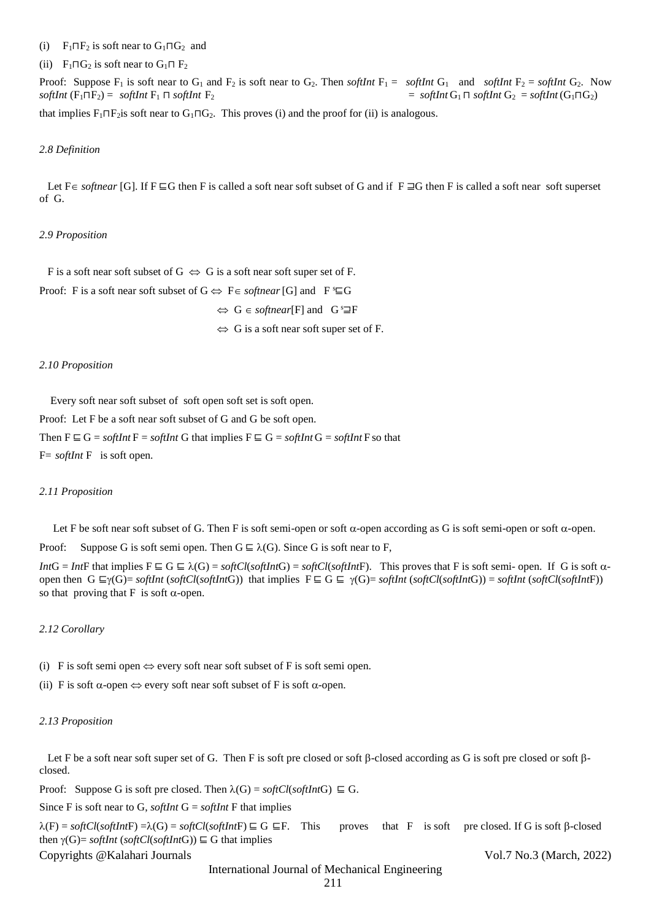(i) $F_1 \sqcap F_2$ is soft near to $G_1 \sqcap G_2$ and

(ii) $F_1 \sqcap G_2$ is soft near to $G_1 \sqcap F_2$

Proof: Suppose $F_1$ is soft near to $G_1$ and $F_2$ is soft near to $G_2$. Then *softInt* $F_1$ = *softInt* $G_1$ and *softInt* $F_2$ = *softInt* $G_2$. Now *softInt* $(F_1 \sqcap F_2)$ = *softInt* $F_1 \sqcap$ *softInt* $F_2$ = *softInt* $G_1 \sqcap$ *softInt* $G_2$ = *softInt* $(G_1 \sqcap G_2)$

that implies $F_1 \sqcap F_2$ is soft near to $G_1 \sqcap G_2$. This proves (i) and the proof for (ii) is analogous.

*2.8 Definition*

Let $F \in$ *softnear* [G]. If $F \sqsubseteq G$ then F is called a soft near soft subset of G and if $F \sqsupseteq G$ then F is called a soft near soft superset of G.

*2.9 Proposition*

F is a soft near soft subset of G $\Leftrightarrow$ G is a soft near soft super set of F.

Proof: F is a soft near soft subset of G $\Leftrightarrow$ $F \in$ *softnear* [G] and $F \,{}^s\!\sqsubseteq G$

$\Leftrightarrow$ $G \in$ *softnear*[F] and $G \,{}^s\!\sqsupseteq F$

$\Leftrightarrow$ G is a soft near soft super set of F.

*2.10 Proposition*

Every soft near soft subset of soft open soft set is soft open.

Proof: Let F be a soft near soft subset of G and G be soft open.

Then $F \sqsubseteq G$ = *softInt* F = *softInt* G that implies $F \sqsubseteq G$ = *softInt* G = *softInt* F so that

F= *softInt* F is soft open.

*2.11 Proposition*

Let F be soft near soft subset of G. Then F is soft semi-open or soft $\alpha$-open according as G is soft semi-open or soft $\alpha$-open.

Proof: Suppose G is soft semi open. Then $G \sqsubseteq \lambda(G)$. Since G is soft near to F,

*Int*G = *Int*F that implies $F \sqsubseteq G \sqsubseteq \lambda(G)$ = *softCl*(*softInt*G) = *softCl*(*softInt*F). This proves that F is soft semi- open. If G is soft $\alpha$-open then $G \sqsubseteq \gamma(G)$= *softInt* (*softCl*(*softInt*G)) that implies $F \sqsubseteq G \sqsubseteq \gamma(G)$= *softInt* (*softCl*(*softInt*G)) = *softInt* (*softCl*(*softInt*F)) so that proving that F is soft $\alpha$-open.

*2.12 Corollary*

(i) F is soft semi open $\Leftrightarrow$ every soft near soft subset of F is soft semi open.

(ii) F is soft $\alpha$-open $\Leftrightarrow$ every soft near soft subset of F is soft $\alpha$-open.

*2.13 Proposition*

Let F be a soft near soft super set of G. Then F is soft pre closed or soft $\beta$-closed according as G is soft pre closed or soft $\beta$-closed.

Proof: Suppose G is soft pre closed. Then $\lambda(G)$ = *softCl*(*softInt*G) $\sqsubseteq$ G.

Since F is soft near to G, *softInt* G = *softInt* F that implies

$\lambda(F)$ = *softCl*(*softInt*F) =$\lambda(G)$ = *softCl*(*softInt*F) $\sqsubseteq G \sqsubseteq F$. This proves that F is soft pre closed. If G is soft $\beta$-closed then $\gamma(G)$= *softInt* (*softCl*(*softInt*G)) $\sqsubseteq$ G that implies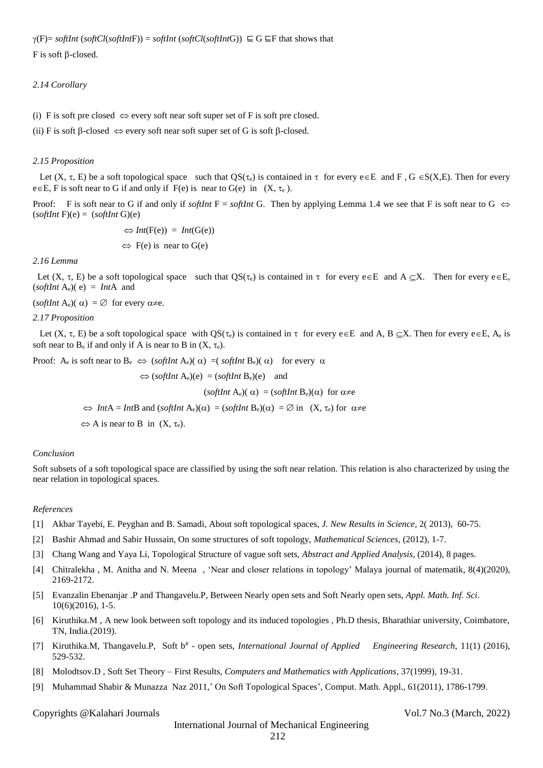$\gamma$(F)= *softInt* (*softCl*(*softInt*F)) = *softInt* (*softCl*(*softInt*G)) $\sqsubseteq$ G $\sqsubseteq$F that shows that

F is soft $\beta$-closed.

*2.14 Corollary*

(i) F is soft pre closed $\Leftrightarrow$ every soft near soft super set of F is soft pre closed.

(ii) F is soft $\beta$-closed $\Leftrightarrow$ every soft near soft super set of G is soft $\beta$-closed.

*2.15 Proposition*

Let (X, $\tau$, E) be a soft topological space such that QS($\tau_e$) is contained in $\tau$ for every e$\in$E and F , G $\in$S(X,E). Then for every e$\in$E, F is soft near to G if and only if F(e) is near to G(e) in (X, $\tau_e$ ).

Proof: F is soft near to G if and only if *softInt* F = *softInt* G. Then by applying Lemma 1.4 we see that F is soft near to G $\Leftrightarrow$ (*softInt* F)(e) = (*softInt* G)(e)

$\Leftrightarrow$ *Int*(F(e)) = *Int*(G(e))

$\Leftrightarrow$ F(e) is near to G(e)

*2.16 Lemma*

Let (X, $\tau$, E) be a soft topological space such that QS($\tau_e$) is contained in $\tau$ for every e$\in$E and A $\subseteq$X. Then for every e$\in$E, (*softInt* $A_e$)( e) = *Int*A and

(*softInt* $A_e$)( $\alpha$) = $\varnothing$ for every $\alpha\neq$e.

*2.17 Proposition*

Let (X, $\tau$, E) be a soft topological space with QS($\tau_e$) is contained in $\tau$ for every e$\in$E and A, B $\subseteq$X. Then for every e$\in$E, $A_e$ is soft near to $B_e$ if and only if A is near to B in (X, $\tau_e$).

Proof: $A_e$ is soft near to $B_e$ $\Leftrightarrow$ (*softInt* $A_e$)( $\alpha$) =( *softInt* $B_e$)( $\alpha$) for every $\alpha$

$\Leftrightarrow$ (*softInt* $A_e$)(e) = (*softInt* $B_e$)(e) and

(*softInt* $A_e$)( $\alpha$) = (*softInt* $B_e$)($\alpha$) for $\alpha\neq$e

$\Leftrightarrow$ *Int*A = *Int*B and (*softInt* $A_e$)($\alpha$) = (*softInt* $B_e$)($\alpha$) = $\varnothing$ in (X, $\tau_e$) for $\alpha\neq$e

$\Leftrightarrow$ A is near to B in (X, $\tau_e$).

*Conclusion*

Soft subsets of a soft topological space are classified by using the soft near relation. This relation is also characterized by using the near relation in topological spaces.

*References*

[1] Akbar Tayebi, E. Peyghan and B. Samadi, About soft topological spaces, *J. New Results in Science*, 2( 2013), 60-75.

[2] Bashir Ahmad and Sabir Hussain, On some structures of soft topology, *Mathematical Sciences*, (2012), 1-7.

[3] Chang Wang and Yaya Li, Topological Structure of vague soft sets, *Abstract and Applied Analysis*, (2014), 8 pages.

[4] Chitralekha , M. Anitha and N. Meena , 'Near and closer relations in topology' Malaya journal of matematik, 8(4)(2020), 2169-2172.

[5] Evanzalin Ebenanjar .P and Thangavelu.P, Between Nearly open sets and Soft Nearly open sets, *Appl. Math. Inf. Sci*. 10(6)(2016), 1-5.

[6] Kiruthika.M , A new look between soft topology and its induced topologies , Ph.D thesis, Bharathiar university, Coimbatore, TN, India.(2019).

[7] Kiruthika.M, Thangavelu.P, Soft $b^{\#}$ - open sets, *International Journal of Applied Engineering Research*, 11(1) (2016), 529-532.

[8] Molodtsov.D , Soft Set Theory – First Results, *Computers and Mathematics with Applications*, 37(1999), 19-31.

[9] Muhammad Shabir & Munazza Naz 2011,' On Soft Topological Spaces', Comput. Math. Appl., 61(2011), 1786-1799.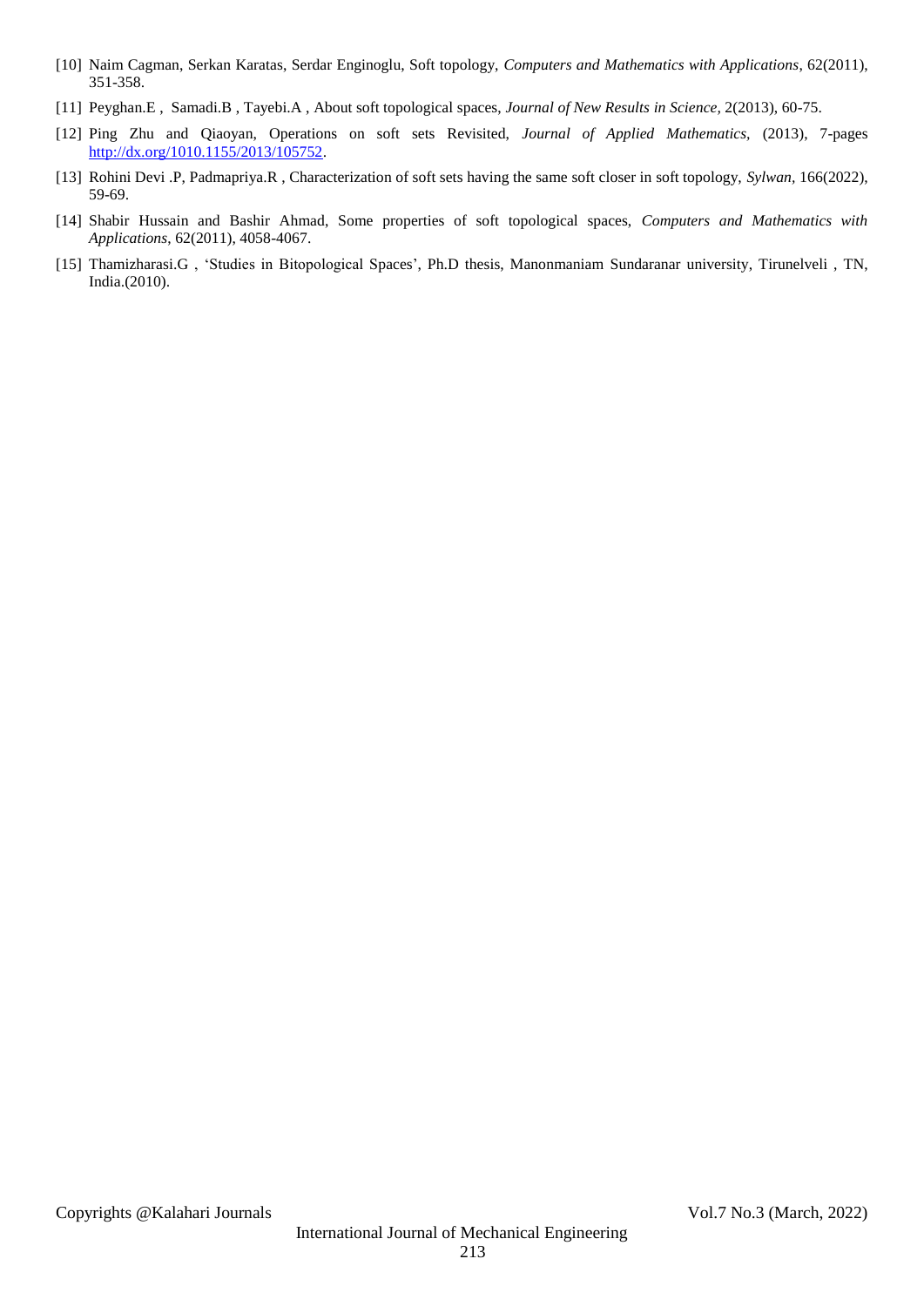- [10] Naim Cagman, Serkan Karatas, Serdar Enginoglu, Soft topology, *Computers and Mathematics with Applications*, 62(2011), 351-358.
- [11] Peyghan.E , Samadi.B , Tayebi.A , About soft topological spaces, *Journal of New Results in Science,* 2(2013), 60-75.
- [12] Ping Zhu and Qiaoyan, Operations on soft sets Revisited, *Journal of Applied Mathematics,* (2013), 7-pages http://dx.org/1010.1155/2013/105752.
- [13] Rohini Devi .P, Padmapriya.R , Characterization of soft sets having the same soft closer in soft topology, *Sylwan*, 166(2022), 59-69.
- [14] Shabir Hussain and Bashir Ahmad, Some properties of soft topological spaces, *Computers and Mathematics with Applications*, 62(2011), 4058-4067.
- [15] Thamizharasi.G , 'Studies in Bitopological Spaces', Ph.D thesis, Manonmaniam Sundaranar university, Tirunelveli , TN, India.(2010).